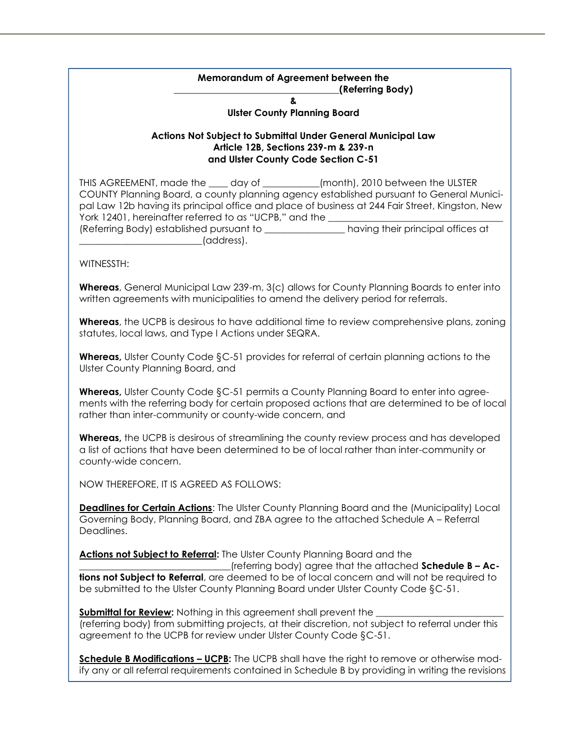**Memorandum of Agreement between the**
**___________________________________(Referring Body)**
**&**
**Ulster County Planning Board**

**Actions Not Subject to Submittal Under General Municipal Law Article 12B, Sections 239-m & 239-n and Ulster County Code Section C-51**

THIS AGREEMENT, made the ____ day of ___________(month), 2010 between the ULSTER COUNTY Planning Board, a county planning agency established pursuant to General Municipal Law 12b having its principal office and place of business at 244 Fair Street, Kingston, New York 12401, hereinafter referred to as "UCPB," and the ___________________________________ (Referring Body) established pursuant to ________________ having their principal offices at _________________________(address).

WITNESSTH:

**Whereas**, General Municipal Law 239-m, 3(c) allows for County Planning Boards to enter into written agreements with municipalities to amend the delivery period for referrals.

**Whereas**, the UCPB is desirous to have additional time to review comprehensive plans, zoning statutes, local laws, and Type I Actions under SEQRA.

**Whereas,** Ulster County Code §C-51 provides for referral of certain planning actions to the Ulster County Planning Board, and

**Whereas,** Ulster County Code §C-51 permits a County Planning Board to enter into agreements with the referring body for certain proposed actions that are determined to be of local rather than inter-community or county-wide concern, and

**Whereas,** the UCPB is desirous of streamlining the county review process and has developed a list of actions that have been determined to be of local rather than inter-community or county-wide concern.

NOW THEREFORE, IT IS AGREED AS FOLLOWS:

**Deadlines for Certain Actions**: The Ulster County Planning Board and the (Municipality) Local Governing Body, Planning Board, and ZBA agree to the attached Schedule A – Referral Deadlines.

**Actions not Subject to Referral:** The Ulster County Planning Board and the ______________________________(referring body) agree that the attached **Schedule B – Actions not Subject to Referral**, are deemed to be of local concern and will not be required to be submitted to the Ulster County Planning Board under Ulster County Code §C-51.

**Submittal for Review:** Nothing in this agreement shall prevent the _________________________ (referring body) from submitting projects, at their discretion, not subject to referral under this agreement to the UCPB for review under Ulster County Code §C-51.

**Schedule B Modifications – UCPB:** The UCPB shall have the right to remove or otherwise modify any or all referral requirements contained in Schedule B by providing in writing the revisions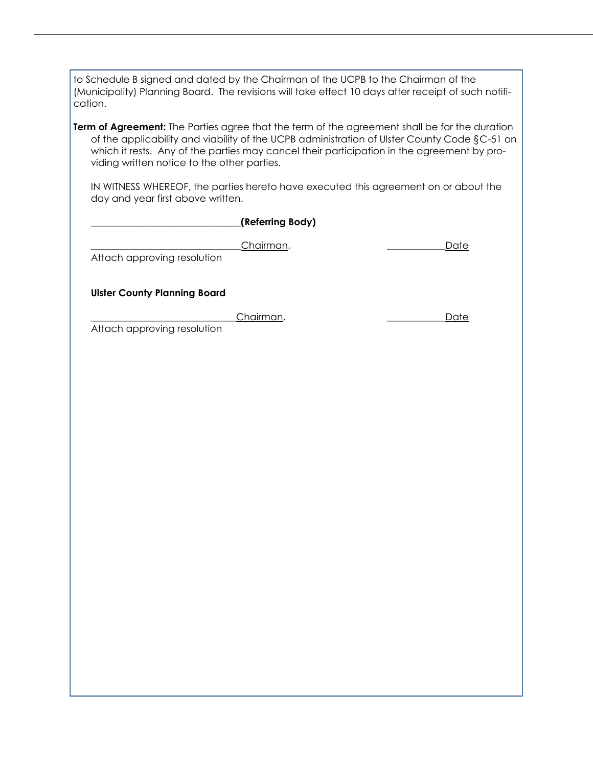to Schedule B signed and dated by the Chairman of the UCPB to the Chairman of the (Municipality) Planning Board. The revisions will take effect 10 days after receipt of such notification.

**Term of Agreement:** The Parties agree that the term of the agreement shall be for the duration of the applicability and viability of the UCPB administration of Ulster County Code §C-51 on which it rests. Any of the parties may cancel their participation in the agreement by providing written notice to the other parties.

IN WITNESS WHEREOF, the parties hereto have executed this agreement on or about the day and year first above written.

______________________________**(Referring Body)**

______________________________Chairman, ____________Date

Attach approving resolution

**Ulster County Planning Board**

______________________________Chairman, ____________Date

Attach approving resolution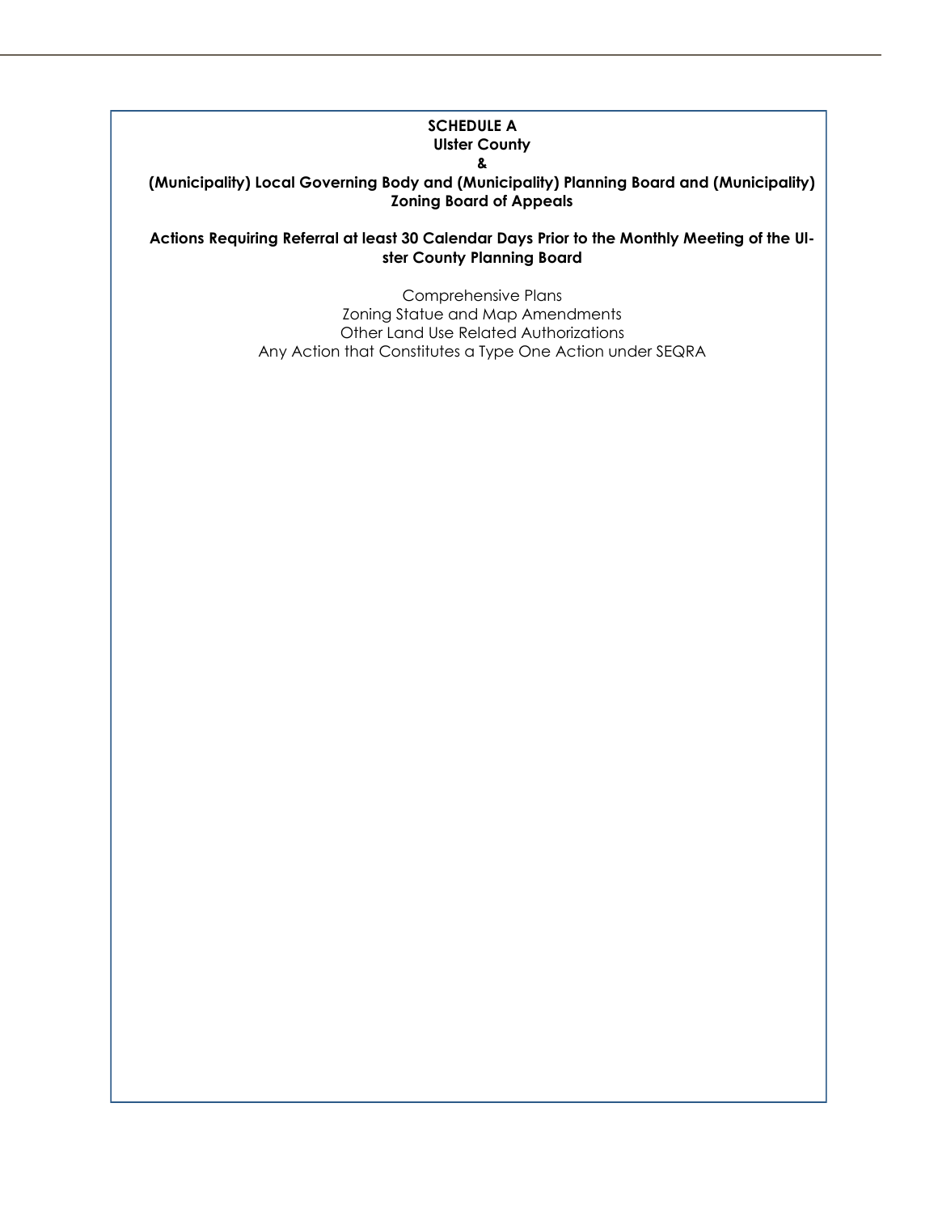**SCHEDULE A**
**Ulster County**
**&**
**(Municipality) Local Governing Body and (Municipality) Planning Board and (Municipality) Zoning Board of Appeals**

**Actions Requiring Referral at least 30 Calendar Days Prior to the Monthly Meeting of the Ulster County Planning Board**

Comprehensive Plans
Zoning Statue and Map Amendments
Other Land Use Related Authorizations
Any Action that Constitutes a Type One Action under SEQRA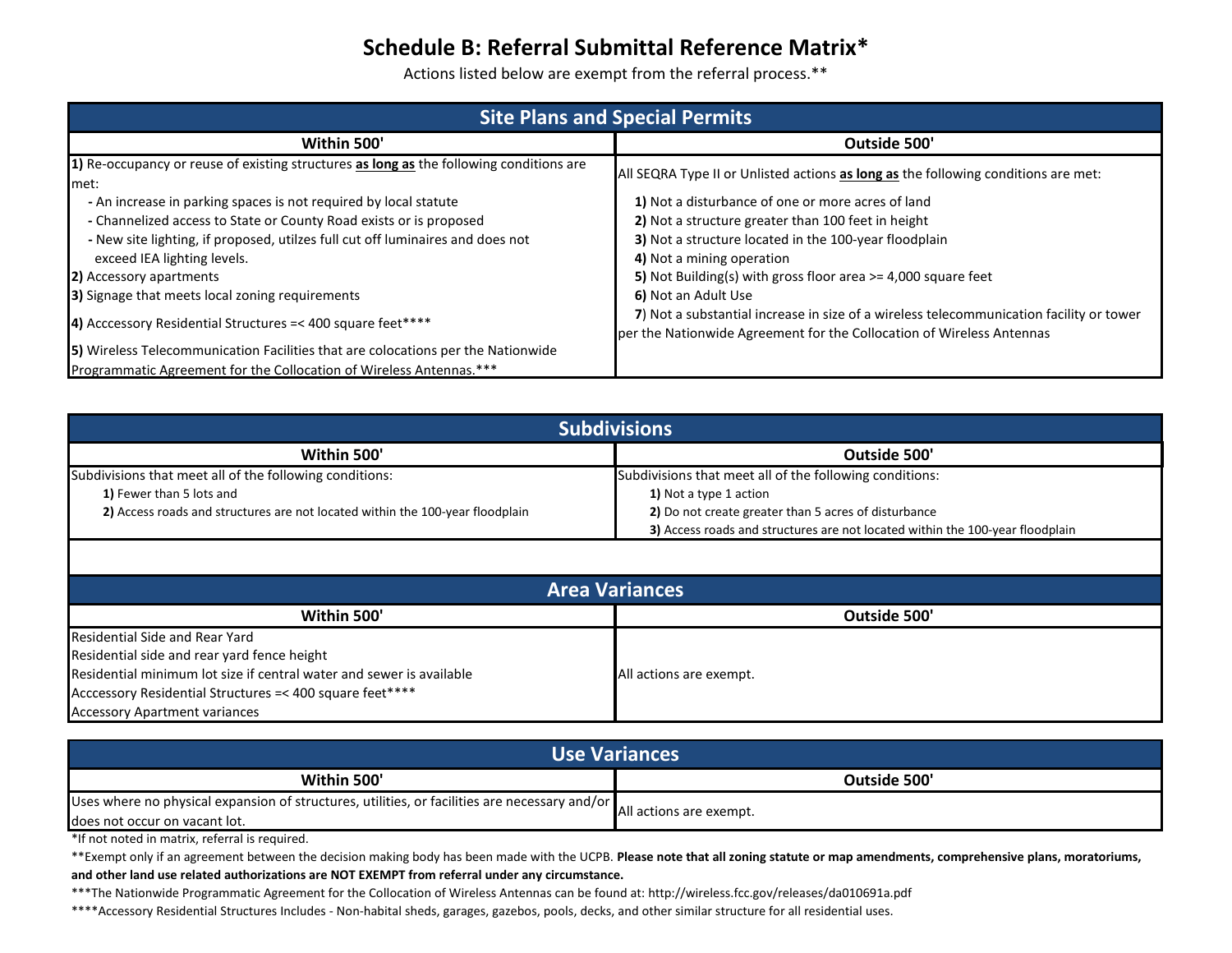# Schedule B: Referral Submittal Reference Matrix*

Actions listed below are exempt from the referral process.**

## Site Plans and Special Permits

| Within 500' | Outside 500' |
|---|---|
| **1)** Re-occupancy or reuse of existing structures **as long as** the following conditions are met:<br>**-** An increase in parking spaces is not required by local statute<br>**-** Channelized access to State or County Road exists or is proposed<br>**-** New site lighting, if proposed, utilzes full cut off luminaires and does not exceed IEA lighting levels.<br>**2)** Accessory apartments<br>**3)** Signage that meets local zoning requirements<br>**4)** Acccessory Residential Structures =< 400 square feet****<br>**5)** Wireless Telecommunication Facilities that are colocations per the Nationwide Programmatic Agreement for the Collocation of Wireless Antennas.*** | All SEQRA Type II or Unlisted actions **as long as** the following conditions are met:<br>**1)** Not a disturbance of one or more acres of land<br>**2)** Not a structure greater than 100 feet in height<br>**3)** Not a structure located in the 100-year floodplain<br>**4)** Not a mining operation<br>**5)** Not Building(s) with gross floor area >= 4,000 square feet<br>**6)** Not an Adult Use<br>**7**) Not a substantial increase in size of a wireless telecommunication facility or tower per the Nationwide Agreement for the Collocation of Wireless Antennas |

## Subdivisions

| Within 500' | Outside 500' |
|---|---|
| Subdivisions that meet all of the following conditions:<br>**1)** Fewer than 5 lots and<br>**2)** Access roads and structures are not located within the 100-year floodplain | Subdivisions that meet all of the following conditions:<br>**1)** Not a type 1 action<br>**2)** Do not create greater than 5 acres of disturbance<br>**3)** Access roads and structures are not located within the 100-year floodplain |

## Area Variances

| Within 500' | Outside 500' |
|---|---|
| Residential Side and Rear Yard<br>Residential side and rear yard fence height<br>Residential minimum lot size if central water and sewer is available<br>Acccessory Residential Structures =< 400 square feet****<br>Accessory Apartment variances | All actions are exempt. |

## Use Variances

| Within 500' | Outside 500' |
|---|---|
| Uses where no physical expansion of structures, utilities, or facilities are necessary and/or does not occur on vacant lot. | All actions are exempt. |

*If not noted in matrix, referral is required.

**Exempt only if an agreement between the decision making body has been made with the UCPB. **Please note that all zoning statute or map amendments, comprehensive plans, moratoriums, and other land use related authorizations are NOT EXEMPT from referral under any circumstance.**

***The Nationwide Programmatic Agreement for the Collocation of Wireless Antennas can be found at: http://wireless.fcc.gov/releases/da010691a.pdf

****Accessory Residential Structures Includes - Non-habital sheds, garages, gazebos, pools, decks, and other similar structure for all residential uses.